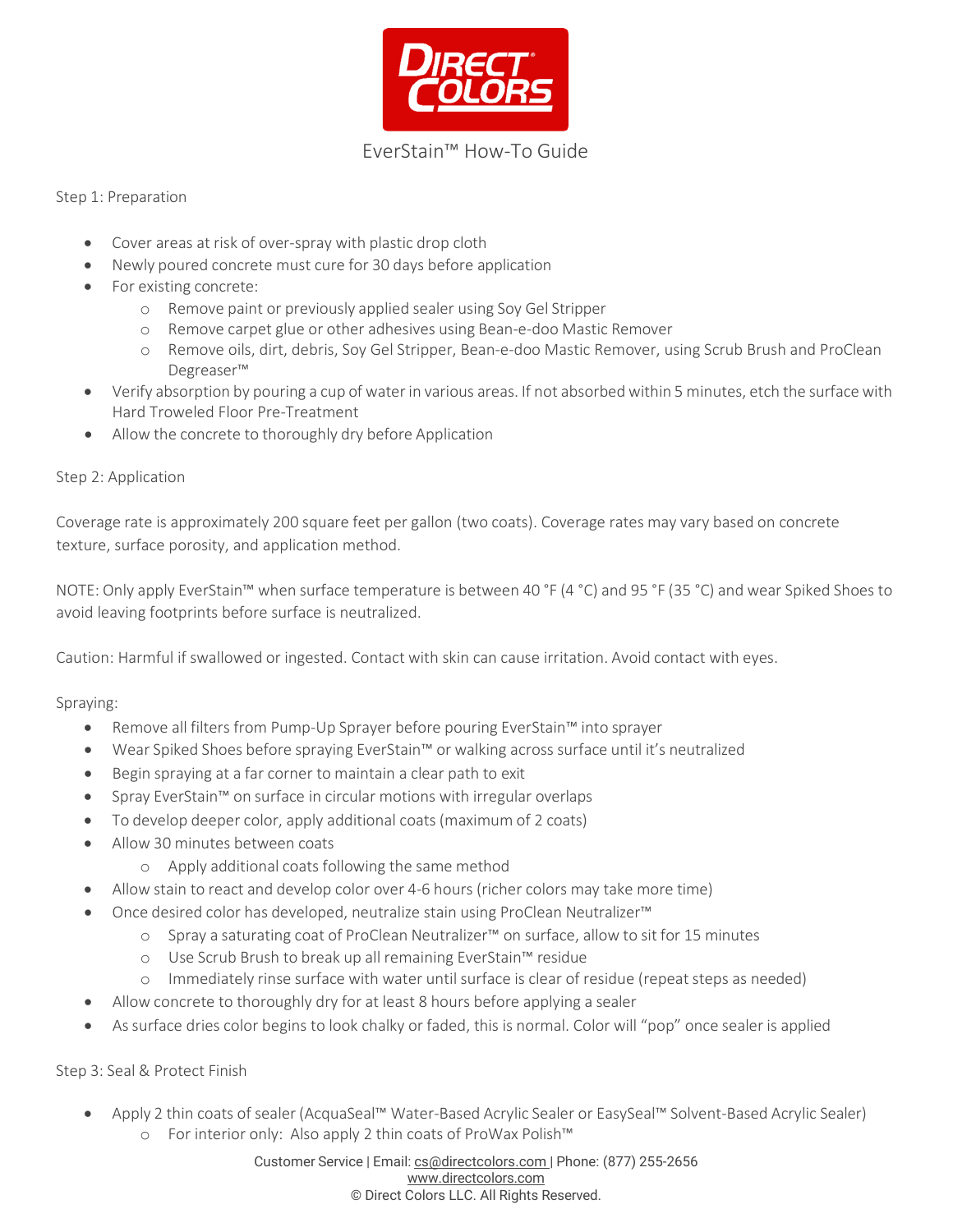# EverStain™ How-To Guide

## Step 1: Preparation

- Cover areas at risk of over-spray with plastic drop cloth
- Newly poured concrete must cure for 30 days before application
- For existing concrete:
  - Remove paint or previously applied sealer using Soy Gel Stripper
  - Remove carpet glue or other adhesives using Bean-e-doo Mastic Remover
  - Remove oils, dirt, debris, Soy Gel Stripper, Bean-e-doo Mastic Remover, using Scrub Brush and ProClean Degreaser™
- Verify absorption by pouring a cup of water in various areas. If not absorbed within 5 minutes, etch the surface with Hard Troweled Floor Pre-Treatment
- Allow the concrete to thoroughly dry before Application

## Step 2: Application

Coverage rate is approximately 200 square feet per gallon (two coats). Coverage rates may vary based on concrete texture, surface porosity, and application method.

NOTE: Only apply EverStain™ when surface temperature is between 40 °F (4 °C) and 95 °F (35 °C) and wear Spiked Shoes to avoid leaving footprints before surface is neutralized.

Caution: Harmful if swallowed or ingested. Contact with skin can cause irritation. Avoid contact with eyes.

Spraying:

- Remove all filters from Pump-Up Sprayer before pouring EverStain™ into sprayer
- Wear Spiked Shoes before spraying EverStain™ or walking across surface until it's neutralized
- Begin spraying at a far corner to maintain a clear path to exit
- Spray EverStain™ on surface in circular motions with irregular overlaps
- To develop deeper color, apply additional coats (maximum of 2 coats)
- Allow 30 minutes between coats
  - Apply additional coats following the same method
- Allow stain to react and develop color over 4-6 hours (richer colors may take more time)
- Once desired color has developed, neutralize stain using ProClean Neutralizer™
  - Spray a saturating coat of ProClean Neutralizer™ on surface, allow to sit for 15 minutes
  - Use Scrub Brush to break up all remaining EverStain™ residue
  - Immediately rinse surface with water until surface is clear of residue (repeat steps as needed)
- Allow concrete to thoroughly dry for at least 8 hours before applying a sealer
- As surface dries color begins to look chalky or faded, this is normal. Color will "pop" once sealer is applied

## Step 3: Seal & Protect Finish

- Apply 2 thin coats of sealer (AcquaSeal™ Water-Based Acrylic Sealer or EasySeal™ Solvent-Based Acrylic Sealer)
  - For interior only: Also apply 2 thin coats of ProWax Polish™

Customer Service | Email: cs@directcolors.com | Phone: (877) 255-2656
www.directcolors.com
© Direct Colors LLC. All Rights Reserved.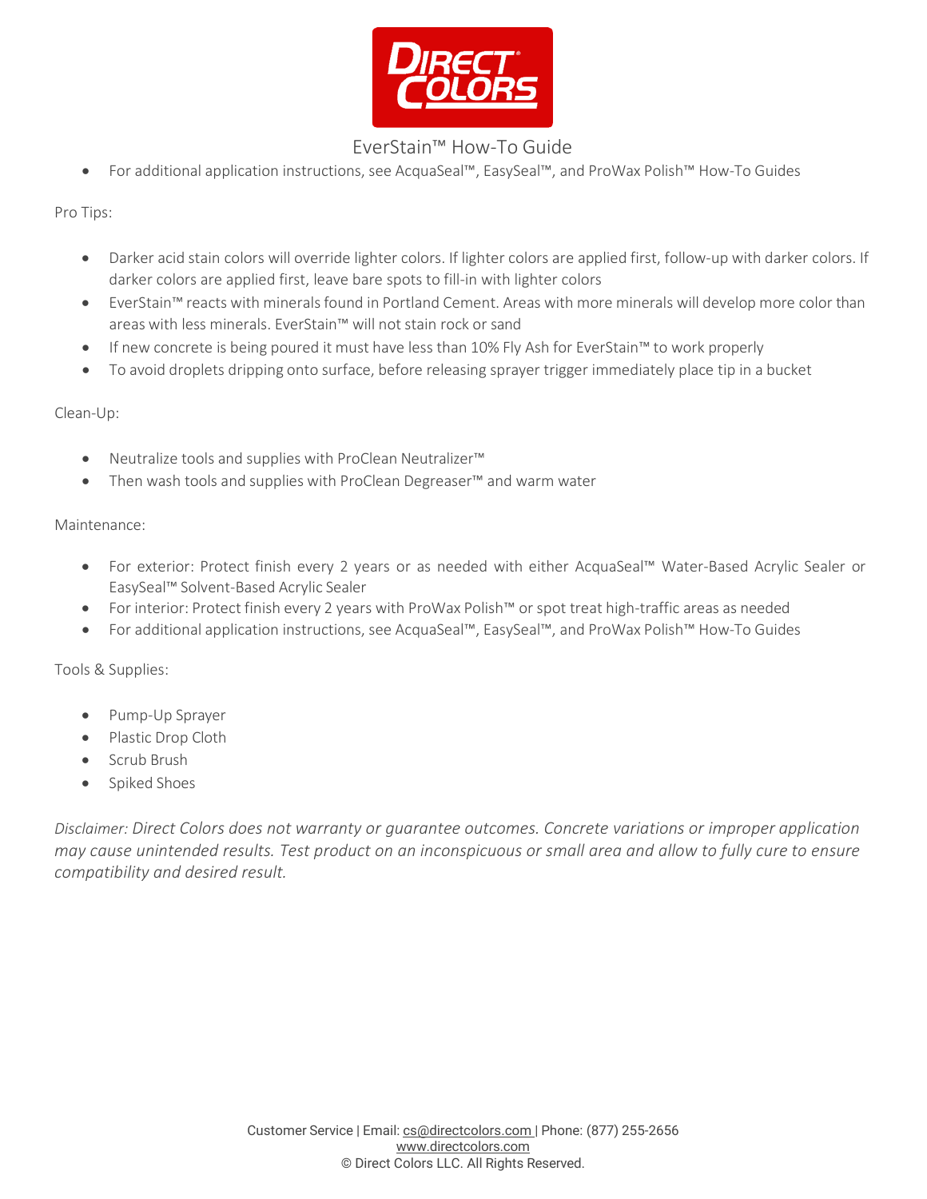EverStain™ How-To Guide

- For additional application instructions, see AcquaSeal™, EasySeal™, and ProWax Polish™ How-To Guides

Pro Tips:

- Darker acid stain colors will override lighter colors. If lighter colors are applied first, follow-up with darker colors. If darker colors are applied first, leave bare spots to fill-in with lighter colors
- EverStain™ reacts with minerals found in Portland Cement. Areas with more minerals will develop more color than areas with less minerals. EverStain™ will not stain rock or sand
- If new concrete is being poured it must have less than 10% Fly Ash for EverStain™ to work properly
- To avoid droplets dripping onto surface, before releasing sprayer trigger immediately place tip in a bucket

Clean-Up:

- Neutralize tools and supplies with ProClean Neutralizer™
- Then wash tools and supplies with ProClean Degreaser™ and warm water

Maintenance:

- For exterior: Protect finish every 2 years or as needed with either AcquaSeal™ Water-Based Acrylic Sealer or EasySeal™ Solvent-Based Acrylic Sealer
- For interior: Protect finish every 2 years with ProWax Polish™ or spot treat high-traffic areas as needed
- For additional application instructions, see AcquaSeal™, EasySeal™, and ProWax Polish™ How-To Guides

Tools & Supplies:

- Pump-Up Sprayer
- Plastic Drop Cloth
- Scrub Brush
- Spiked Shoes

*Disclaimer: Direct Colors does not warranty or guarantee outcomes. Concrete variations or improper application may cause unintended results. Test product on an inconspicuous or small area and allow to fully cure to ensure compatibility and desired result.*

Customer Service | Email: cs@directcolors.com | Phone: (877) 255-2656
www.directcolors.com
© Direct Colors LLC. All Rights Reserved.